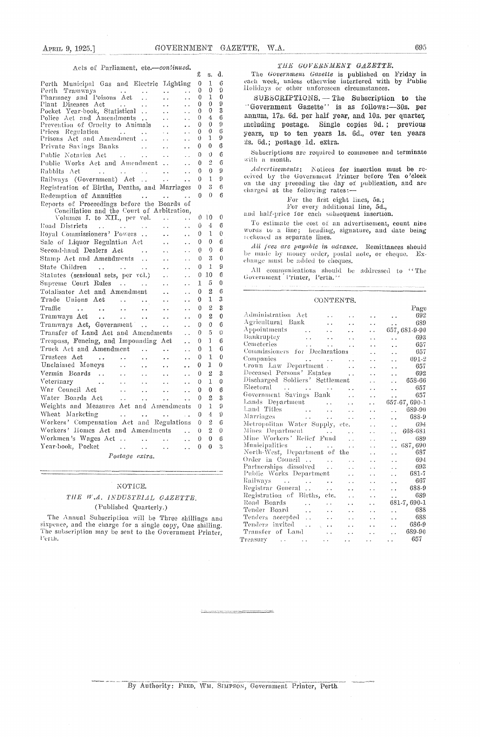Acts of Parliament, etc.—*continued.*

| | £ | s. | d. |
|---|---|---|---|
| Perth Municipal Gas and Electric Lighting | 0 | 1 | 6 |
| Perth Tramways | 0 | 0 | 9 |
| Pharmacy and Poisons Act | 0 | 1 | 0 |
| Plant Diseases Act | 0 | 0 | 9 |
| Pocket Year-book, Statistical | 0 | 0 | 3 |
| Police Act and Amendments | 0 | 4 | 6 |
| Prevention of Cruelty to Animals | 0 | 0 | 9 |
| Prices Regulation | 0 | 0 | 6 |
| Prisons Act and Amendment | 0 | 1 | 9 |
| Private Savings Banks | 0 | 0 | 6 |
| Public Notaries Act | 0 | 0 | 6 |
| Public Works Act and Amendment | 0 | 2 | 6 |
| Rabbits Act | 0 | 0 | 9 |
| Railways (Government) Act | 0 | 1 | 9 |
| Registration of Births, Deaths, and Marriages | 0 | 3 | 6 |
| Redemption of Annuities | 0 | 0 | 6 |
| Reports of Proceedings before the Boards of Conciliation and the Court of Arbitration, Volumes I. to XII., per vol. | 0 | 10 | 0 |
| Road Districts | 0 | 4 | 6 |
| Royal Commissioners' Powers | 0 | 1 | 0 |
| Sale of Liquor Regulation Act | 0 | 0 | 6 |
| Second-hand Dealers Act | 0 | 0 | 6 |
| Stamp Act and Amendments | 0 | 3 | 0 |
| State Children | 0 | 1 | 9 |
| Statutes (sessional sets, per vol.) | 0 | 10 | 6 |
| Supreme Court Rules | 1 | 5 | 0 |
| Totalisator Act and Amendment | 0 | 2 | 6 |
| Trade Unions Act | 0 | 1 | 3 |
| Traffic | 0 | 2 | 3 |
| Tramways Act | 0 | 2 | 0 |
| Tramways Act, Government | 0 | 0 | 6 |
| Transfer of Land Act and Amendments | 0 | 5 | 0 |
| Trespass, Fencing, and Impounding Act | 0 | 1 | 6 |
| Truck Act and Amendment | 0 | 1 | 6 |
| Trustees Act | 0 | 1 | 0 |
| Unclaimed Moneys | 0 | 1 | 0 |
| Vermin Boards | 0 | 2 | 3 |
| Veterinary | 0 | 1 | 0 |
| War Council Act | 0 | 0 | 6 |
| Water Boards Act | 0 | 2 | 3 |
| Weights and Measures Act and Amendments | 0 | 1 | 9 |
| Wheat Marketing | 0 | 4 | 9 |
| Workers' Compensation Act and Regulations | 0 | 2 | 6 |
| Workers' Homes Act and Amendments | 0 | 2 | 0 |
| Workmen's Wages Act | 0 | 0 | 6 |
| Year-book, Pocket | 0 | 0 | 3 |

*Postage extra.*

---

## NOTICE.

### *THE W.A. INDUSTRIAL GAZETTE.*

(Published Quarterly.)

The Annual Subscription will be Three shillings and sixpence, and the charge for a single copy, One shilling. The subscription may be sent to the Government Printer, Perth.

---

## *THE GOVERNMENT GAZETTE.*

The *Government Gazette* is published on Friday in each week, unless otherwise interfered with by Public Holidays or other unforeseen circumstances.

**SUBSCRIPTIONS. — The Subscription to the "Government Gazette" is as follows:—30s. per annum, 17s. 6d. per half year, and 10s. per quarter, including postage. Single copies 9d.; previous years, up to ten years 1s. 6d., over ten years 2s. 6d.; postage 1d. extra.**

Subscriptions are required to commence and terminate with a month.

*Advertisements*: Notices for insertion must be received by the Government Printer before Ten o'clock on the day preceding the day of publication, and are charged at the following rates:—

For the first eight lines, 5s.;
For every additional line, 5d.,

and half-price for each subsequent insertion.

To estimate the cost of an advertisement, count nine words to a line; heading, signature, and date being reckoned as separate lines.

*All fees are payable in advance.* Remittances should be made by money order, postal note, or cheque. Exchange must be added to cheques.

All communications should be addressed to "The Government Printer, Perth."

---

## CONTENTS.

| | Page |
|---|---|
| Administration Act | 692 |
| Agricultural Bank | 689 |
| Appointments | 657, 681-9-90 |
| Bankruptcy | 693 |
| Cemeteries | 657 |
| Commissioners for Declarations | 657 |
| Companies | 691-2 |
| Crown Law Department | 657 |
| Deceased Persons' Estates | 692 |
| Discharged Soldiers' Settlement | 658-66 |
| Electoral | 657 |
| Government Savings Bank | 657 |
| Lands Department | 657-67, 690-1 |
| Land Titles | 689-90 |
| Marriages | 688-9 |
| Metropolitan Water Supply, etc. | 694 |
| Mines Department | 668-681 |
| Mine Workers' Relief Fund | 689 |
| Municipalities | 687, 690 |
| North-West, Department of the | 687 |
| Order in Council | 694 |
| Partnerships dissolved | 693 |
| Public Works Department | 681-7 |
| Railways | 667 |
| Registrar General | 688-9 |
| Registration of Births, etc. | 689 |
| Road Boards | 681-7, 690-1 |
| Tender Board | 688 |
| Tenders accepted | 688 |
| Tenders invited | 686-9 |
| Transfer of Land | 689-90 |
| Treasury | 657 |

---

By Authority: FRED. WM. SIMPSON, Government Printer, Perth.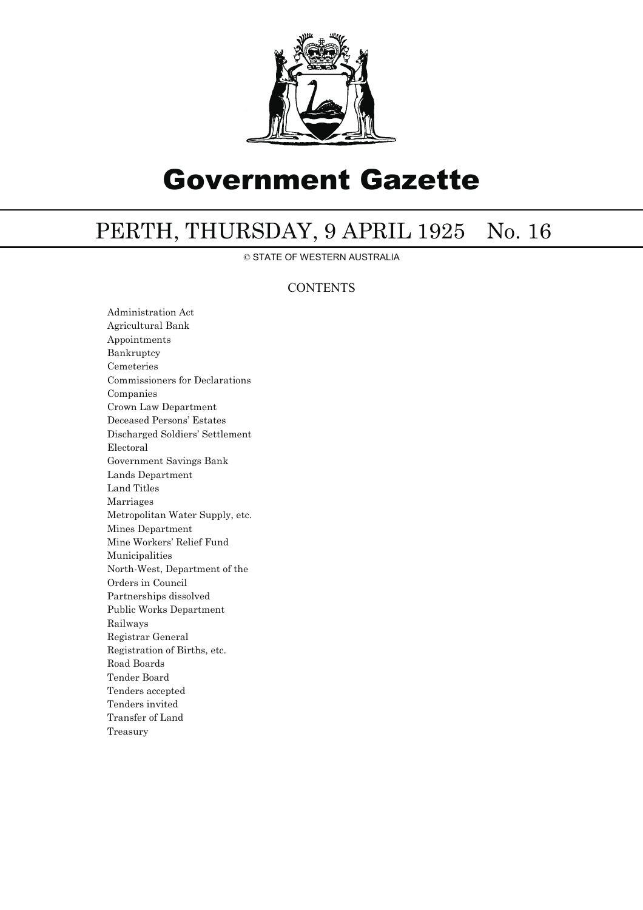# Government Gazette

## PERTH, THURSDAY, 9 APRIL 1925 No. 16

© STATE OF WESTERN AUSTRALIA

### CONTENTS

Administration Act
Agricultural Bank
Appointments
Bankruptcy
Cemeteries
Commissioners for Declarations
Companies
Crown Law Department
Deceased Persons' Estates
Discharged Soldiers' Settlement
Electoral
Government Savings Bank
Lands Department
Land Titles
Marriages
Metropolitan Water Supply, etc.
Mines Department
Mine Workers' Relief Fund
Municipalities
North-West, Department of the
Orders in Council
Partnerships dissolved
Public Works Department
Railways
Registrar General
Registration of Births, etc.
Road Boards
Tender Board
Tenders accepted
Tenders invited
Transfer of Land
Treasury